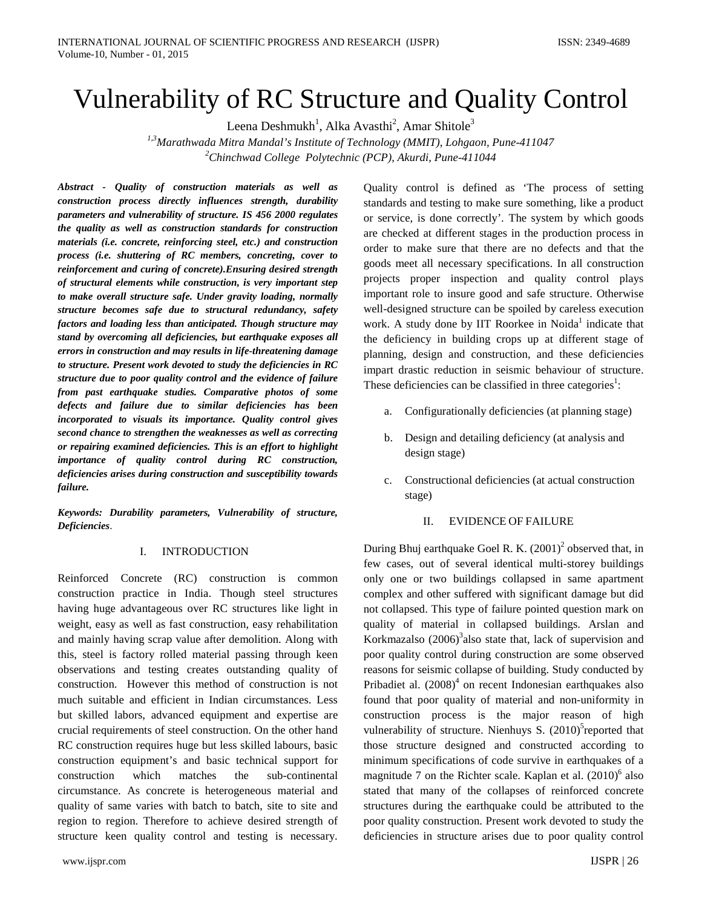# Vulnerability of RC Structure and Quality Control

Leena Deshmukh[1], Alka Avasthi[2], Amar Shitole[3]

*[1,3]Marathwada Mitra Mandal's Institute of Technology (MMIT), Lohgaon, Pune-411047*
*[2]Chinchwad College Polytechnic (PCP), Akurdi, Pune-411044*

***Abstract - Quality of construction materials as well as construction process directly influences strength, durability parameters and vulnerability of structure. IS 456 2000 regulates the quality as well as construction standards for construction materials (i.e. concrete, reinforcing steel, etc.) and construction process (i.e. shuttering of RC members, concreting, cover to reinforcement and curing of concrete).Ensuring desired strength of structural elements while construction, is very important step to make overall structure safe. Under gravity loading, normally structure becomes safe due to structural redundancy, safety factors and loading less than anticipated. Though structure may stand by overcoming all deficiencies, but earthquake exposes all errors in construction and may results in life-threatening damage to structure. Present work devoted to study the deficiencies in RC structure due to poor quality control and the evidence of failure from past earthquake studies. Comparative photos of some defects and failure due to similar deficiencies has been incorporated to visuals its importance. Quality control gives second chance to strengthen the weaknesses as well as correcting or repairing examined deficiencies. This is an effort to highlight importance of quality control during RC construction, deficiencies arises during construction and susceptibility towards failure.***

***Keywords: Durability parameters, Vulnerability of structure, Deficiencies*.**

## I. INTRODUCTION

Reinforced Concrete (RC) construction is common construction practice in India. Though steel structures having huge advantageous over RC structures like light in weight, easy as well as fast construction, easy rehabilitation and mainly having scrap value after demolition. Along with this, steel is factory rolled material passing through keen observations and testing creates outstanding quality of construction. However this method of construction is not much suitable and efficient in Indian circumstances. Less but skilled labors, advanced equipment and expertise are crucial requirements of steel construction. On the other hand RC construction requires huge but less skilled labours, basic construction equipment's and basic technical support for construction which matches the sub-continental circumstance. As concrete is heterogeneous material and quality of same varies with batch to batch, site to site and region to region. Therefore to achieve desired strength of structure keen quality control and testing is necessary. Quality control is defined as 'The process of setting standards and testing to make sure something, like a product or service, is done correctly'. The system by which goods are checked at different stages in the production process in order to make sure that there are no defects and that the goods meet all necessary specifications. In all construction projects proper inspection and quality control plays important role to insure good and safe structure. Otherwise well-designed structure can be spoiled by careless execution work. A study done by IIT Roorkee in Noida[1] indicate that the deficiency in building crops up at different stage of planning, design and construction, and these deficiencies impart drastic reduction in seismic behaviour of structure. These deficiencies can be classified in three categories[1]:

a. Configurationally deficiencies (at planning stage)

b. Design and detailing deficiency (at analysis and design stage)

c. Constructional deficiencies (at actual construction stage)

## II. EVIDENCE OF FAILURE

During Bhuj earthquake Goel R. K. (2001)[2] observed that, in few cases, out of several identical multi-storey buildings only one or two buildings collapsed in same apartment complex and other suffered with significant damage but did not collapsed. This type of failure pointed question mark on quality of material in collapsed buildings. Arslan and Korkmazalso (2006)[3]also state that, lack of supervision and poor quality control during construction are some observed reasons for seismic collapse of building. Study conducted by Pribadiet al. (2008)[4] on recent Indonesian earthquakes also found that poor quality of material and non-uniformity in construction process is the major reason of high vulnerability of structure. Nienhuys S. (2010)[5]reported that those structure designed and constructed according to minimum specifications of code survive in earthquakes of a magnitude 7 on the Richter scale. Kaplan et al. (2010)[6] also stated that many of the collapses of reinforced concrete structures during the earthquake could be attributed to the poor quality construction. Present work devoted to study the deficiencies in structure arises due to poor quality control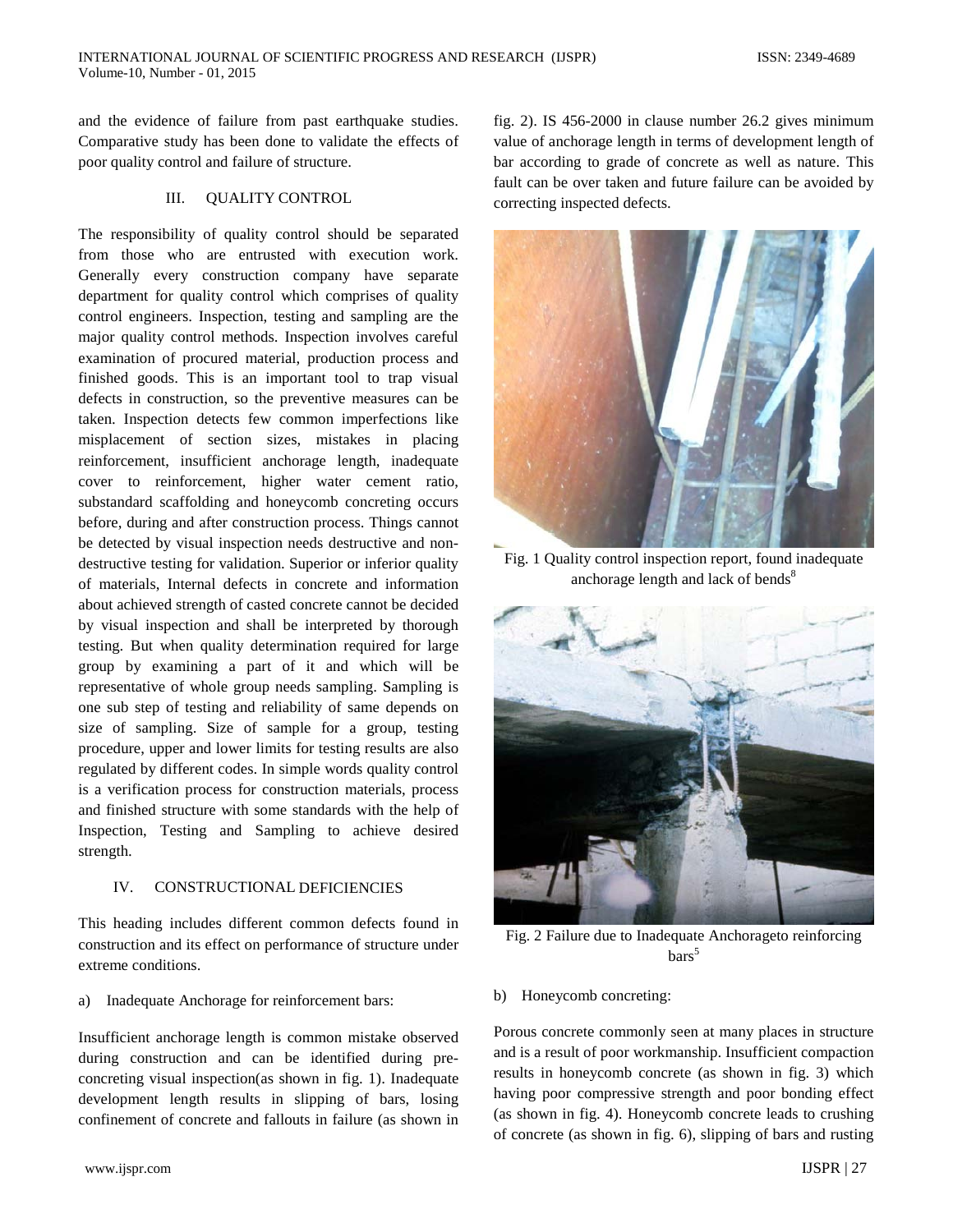and the evidence of failure from past earthquake studies. Comparative study has been done to validate the effects of poor quality control and failure of structure.

## III. QUALITY CONTROL

The responsibility of quality control should be separated from those who are entrusted with execution work. Generally every construction company have separate department for quality control which comprises of quality control engineers. Inspection, testing and sampling are the major quality control methods. Inspection involves careful examination of procured material, production process and finished goods. This is an important tool to trap visual defects in construction, so the preventive measures can be taken. Inspection detects few common imperfections like misplacement of section sizes, mistakes in placing reinforcement, insufficient anchorage length, inadequate cover to reinforcement, higher water cement ratio, substandard scaffolding and honeycomb concreting occurs before, during and after construction process. Things cannot be detected by visual inspection needs destructive and non-destructive testing for validation. Superior or inferior quality of materials, Internal defects in concrete and information about achieved strength of casted concrete cannot be decided by visual inspection and shall be interpreted by thorough testing. But when quality determination required for large group by examining a part of it and which will be representative of whole group needs sampling. Sampling is one sub step of testing and reliability of same depends on size of sampling. Size of sample for a group, testing procedure, upper and lower limits for testing results are also regulated by different codes. In simple words quality control is a verification process for construction materials, process and finished structure with some standards with the help of Inspection, Testing and Sampling to achieve desired strength.

## IV. CONSTRUCTIONAL DEFICIENCIES

This heading includes different common defects found in construction and its effect on performance of structure under extreme conditions.

### a) Inadequate Anchorage for reinforcement bars:

Insufficient anchorage length is common mistake observed during construction and can be identified during pre-concreting visual inspection(as shown in fig. 1). Inadequate development length results in slipping of bars, losing confinement of concrete and fallouts in failure (as shown in fig. 2). IS 456-2000 in clause number 26.2 gives minimum value of anchorage length in terms of development length of bar according to grade of concrete as well as nature. This fault can be over taken and future failure can be avoided by correcting inspected defects.

Fig. 1 Quality control inspection report, found inadequate anchorage length and lack of bends[8]

Fig. 2 Failure due to Inadequate Anchorageto reinforcing bars[5]

### b) Honeycomb concreting:

Porous concrete commonly seen at many places in structure and is a result of poor workmanship. Insufficient compaction results in honeycomb concrete (as shown in fig. 3) which having poor compressive strength and poor bonding effect (as shown in fig. 4). Honeycomb concrete leads to crushing of concrete (as shown in fig. 6), slipping of bars and rusting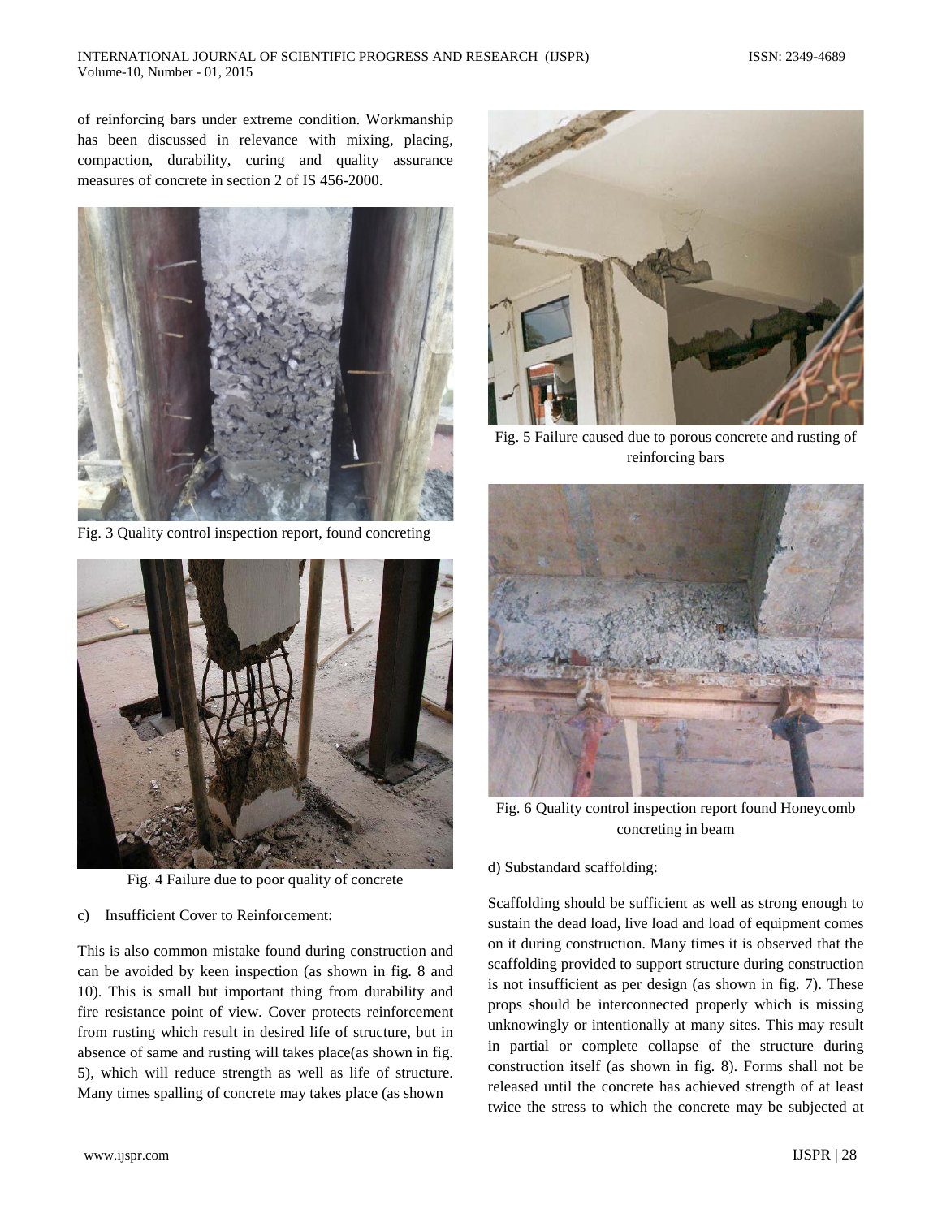of reinforcing bars under extreme condition. Workmanship has been discussed in relevance with mixing, placing, compaction, durability, curing and quality assurance measures of concrete in section 2 of IS 456-2000.

Fig. 3 Quality control inspection report, found concreting

Fig. 4 Failure due to poor quality of concrete

c) Insufficient Cover to Reinforcement:

This is also common mistake found during construction and can be avoided by keen inspection (as shown in fig. 8 and 10). This is small but important thing from durability and fire resistance point of view. Cover protects reinforcement from rusting which result in desired life of structure, but in absence of same and rusting will takes place(as shown in fig. 5), which will reduce strength as well as life of structure. Many times spalling of concrete may takes place (as shown

Fig. 5 Failure caused due to porous concrete and rusting of reinforcing bars

Fig. 6 Quality control inspection report found Honeycomb concreting in beam

d) Substandard scaffolding:

Scaffolding should be sufficient as well as strong enough to sustain the dead load, live load and load of equipment comes on it during construction. Many times it is observed that the scaffolding provided to support structure during construction is not insufficient as per design (as shown in fig. 7). These props should be interconnected properly which is missing unknowingly or intentionally at many sites. This may result in partial or complete collapse of the structure during construction itself (as shown in fig. 8). Forms shall not be released until the concrete has achieved strength of at least twice the stress to which the concrete may be subjected at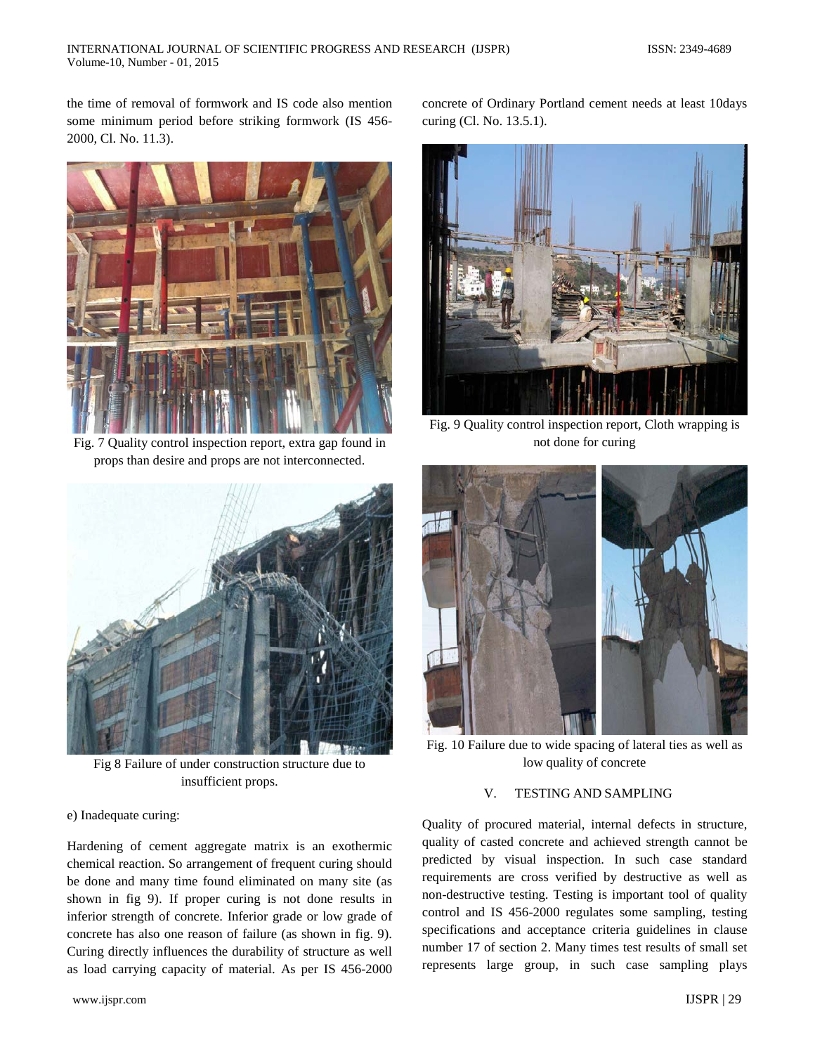the time of removal of formwork and IS code also mention some minimum period before striking formwork (IS 456-2000, Cl. No. 11.3).

Fig. 7 Quality control inspection report, extra gap found in props than desire and props are not interconnected.

Fig 8 Failure of under construction structure due to insufficient props.

e) Inadequate curing:

Hardening of cement aggregate matrix is an exothermic chemical reaction. So arrangement of frequent curing should be done and many time found eliminated on many site (as shown in fig 9). If proper curing is not done results in inferior strength of concrete. Inferior grade or low grade of concrete has also one reason of failure (as shown in fig. 9). Curing directly influences the durability of structure as well as load carrying capacity of material. As per IS 456-2000 concrete of Ordinary Portland cement needs at least 10days curing (Cl. No. 13.5.1).

Fig. 9 Quality control inspection report, Cloth wrapping is not done for curing

Fig. 10 Failure due to wide spacing of lateral ties as well as low quality of concrete

## V. TESTING AND SAMPLING

Quality of procured material, internal defects in structure, quality of casted concrete and achieved strength cannot be predicted by visual inspection. In such case standard requirements are cross verified by destructive as well as non-destructive testing. Testing is important tool of quality control and IS 456-2000 regulates some sampling, testing specifications and acceptance criteria guidelines in clause number 17 of section 2. Many times test results of small set represents large group, in such case sampling plays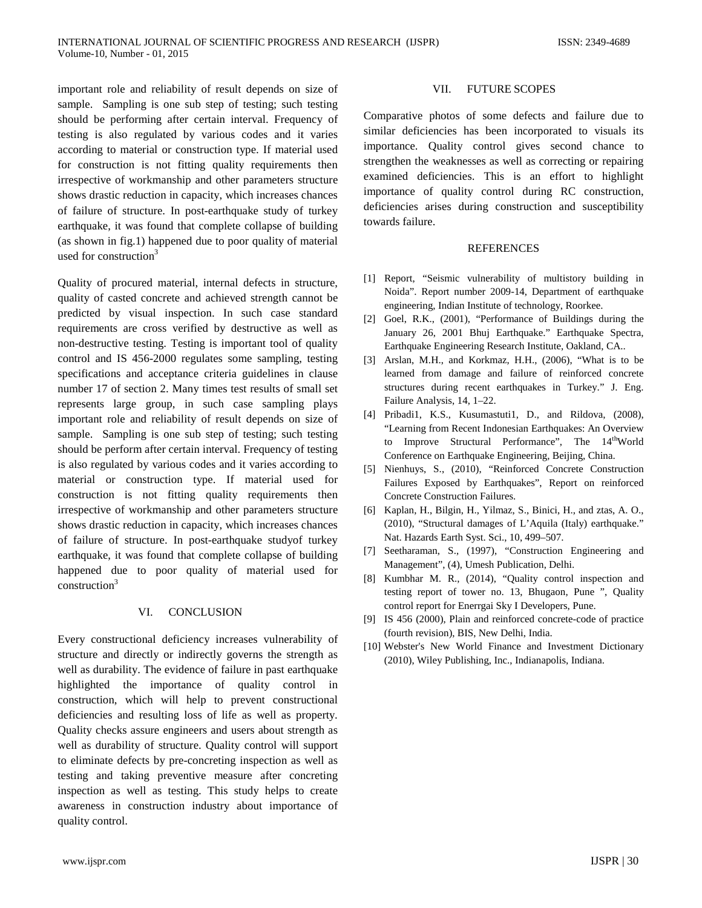important role and reliability of result depends on size of sample. Sampling is one sub step of testing; such testing should be performing after certain interval. Frequency of testing is also regulated by various codes and it varies according to material or construction type. If material used for construction is not fitting quality requirements then irrespective of workmanship and other parameters structure shows drastic reduction in capacity, which increases chances of failure of structure. In post-earthquake study of turkey earthquake, it was found that complete collapse of building (as shown in fig.1) happened due to poor quality of material used for construction[3]

Quality of procured material, internal defects in structure, quality of casted concrete and achieved strength cannot be predicted by visual inspection. In such case standard requirements are cross verified by destructive as well as non-destructive testing. Testing is important tool of quality control and IS 456-2000 regulates some sampling, testing specifications and acceptance criteria guidelines in clause number 17 of section 2. Many times test results of small set represents large group, in such case sampling plays important role and reliability of result depends on size of sample. Sampling is one sub step of testing; such testing should be perform after certain interval. Frequency of testing is also regulated by various codes and it varies according to material or construction type. If material used for construction is not fitting quality requirements then irrespective of workmanship and other parameters structure shows drastic reduction in capacity, which increases chances of failure of structure. In post-earthquake studyof turkey earthquake, it was found that complete collapse of building happened due to poor quality of material used for construction[3]

## VI. CONCLUSION

Every constructional deficiency increases vulnerability of structure and directly or indirectly governs the strength as well as durability. The evidence of failure in past earthquake highlighted the importance of quality control in construction, which will help to prevent constructional deficiencies and resulting loss of life as well as property. Quality checks assure engineers and users about strength as well as durability of structure. Quality control will support to eliminate defects by pre-concreting inspection as well as testing and taking preventive measure after concreting inspection as well as testing. This study helps to create awareness in construction industry about importance of quality control.

## VII. FUTURE SCOPES

Comparative photos of some defects and failure due to similar deficiencies has been incorporated to visuals its importance. Quality control gives second chance to strengthen the weaknesses as well as correcting or repairing examined deficiencies. This is an effort to highlight importance of quality control during RC construction, deficiencies arises during construction and susceptibility towards failure.

## REFERENCES

[1] Report, "Seismic vulnerability of multistory building in Noida". Report number 2009-14, Department of earthquake engineering, Indian Institute of technology, Roorkee.

[2] Goel, R.K., (2001), "Performance of Buildings during the January 26, 2001 Bhuj Earthquake." Earthquake Spectra, Earthquake Engineering Research Institute, Oakland, CA..

[3] Arslan, M.H., and Korkmaz, H.H., (2006), "What is to be learned from damage and failure of reinforced concrete structures during recent earthquakes in Turkey." J. Eng. Failure Analysis, 14, 1–22.

[4] Pribadi1, K.S., Kusumastuti1, D., and Rildova, (2008), "Learning from Recent Indonesian Earthquakes: An Overview to Improve Structural Performance", The 14thWorld Conference on Earthquake Engineering, Beijing, China.

[5] Nienhuys, S., (2010), "Reinforced Concrete Construction Failures Exposed by Earthquakes", Report on reinforced Concrete Construction Failures.

[6] Kaplan, H., Bilgin, H., Yilmaz, S., Binici, H., and ztas, A. O., (2010), "Structural damages of L'Aquila (Italy) earthquake." Nat. Hazards Earth Syst. Sci., 10, 499–507.

[7] Seetharaman, S., (1997), "Construction Engineering and Management", (4), Umesh Publication, Delhi.

[8] Kumbhar M. R., (2014), "Quality control inspection and testing report of tower no. 13, Bhugaon, Pune ", Quality control report for Enerrgai Sky I Developers, Pune.

[9] IS 456 (2000), Plain and reinforced concrete-code of practice (fourth revision), BIS, New Delhi, India.

[10] Webster's New World Finance and Investment Dictionary (2010), Wiley Publishing, Inc., Indianapolis, Indiana.